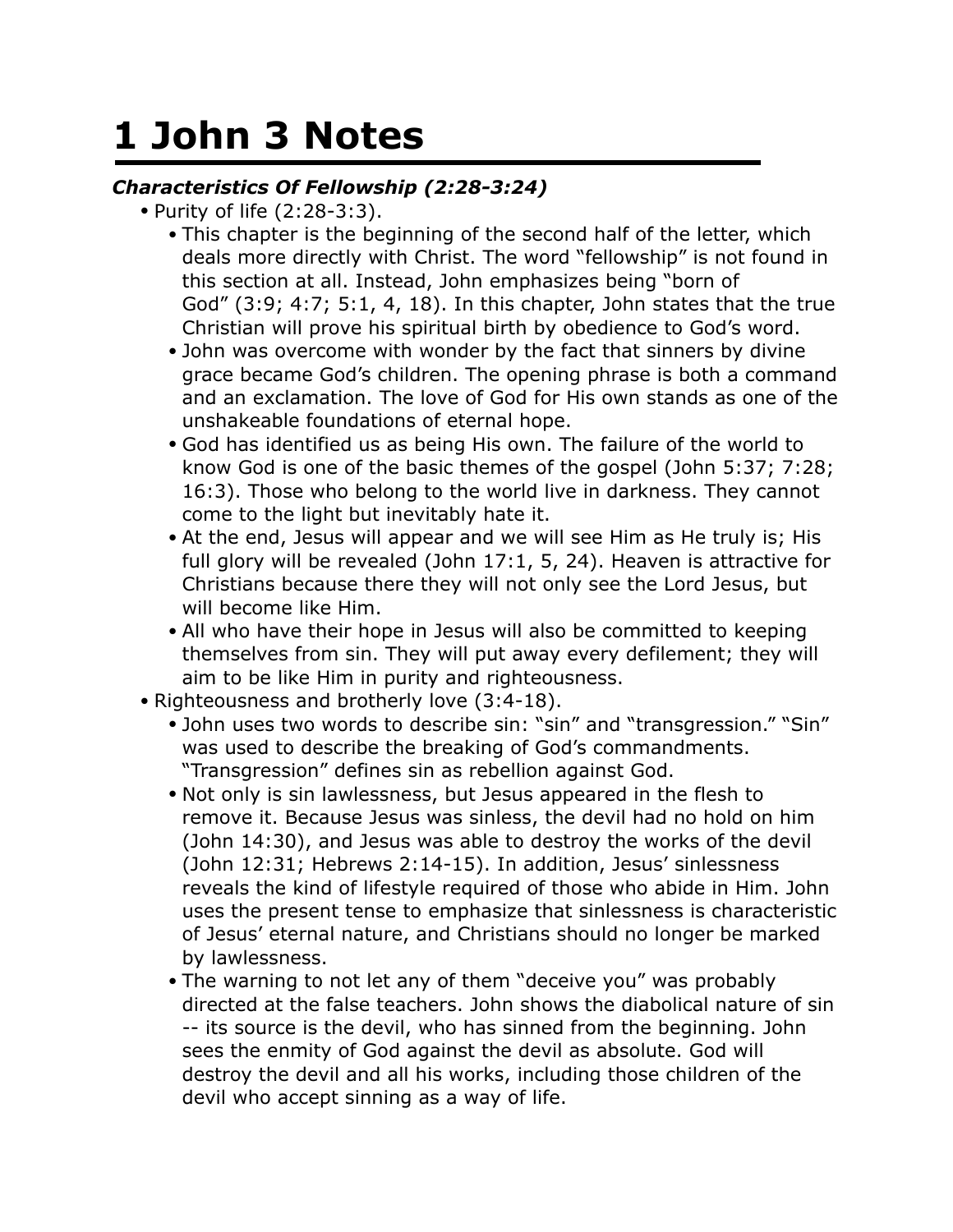# 1 John 3 Notes

***Characteristics Of Fellowship (2:28-3:24)***

- Purity of life (2:28-3:3).
  - This chapter is the beginning of the second half of the letter, which deals more directly with Christ. The word "fellowship" is not found in this section at all. Instead, John emphasizes being "born of God" (3:9; 4:7; 5:1, 4, 18). In this chapter, John states that the true Christian will prove his spiritual birth by obedience to God's word.
  - John was overcome with wonder by the fact that sinners by divine grace became God's children. The opening phrase is both a command and an exclamation. The love of God for His own stands as one of the unshakeable foundations of eternal hope.
  - God has identified us as being His own. The failure of the world to know God is one of the basic themes of the gospel (John 5:37; 7:28; 16:3). Those who belong to the world live in darkness. They cannot come to the light but inevitably hate it.
  - At the end, Jesus will appear and we will see Him as He truly is; His full glory will be revealed (John 17:1, 5, 24). Heaven is attractive for Christians because there they will not only see the Lord Jesus, but will become like Him.
  - All who have their hope in Jesus will also be committed to keeping themselves from sin. They will put away every defilement; they will aim to be like Him in purity and righteousness.
- Righteousness and brotherly love (3:4-18).
  - John uses two words to describe sin: "sin" and "transgression." "Sin" was used to describe the breaking of God's commandments. "Transgression" defines sin as rebellion against God.
  - Not only is sin lawlessness, but Jesus appeared in the flesh to remove it. Because Jesus was sinless, the devil had no hold on him (John 14:30), and Jesus was able to destroy the works of the devil (John 12:31; Hebrews 2:14-15). In addition, Jesus' sinlessness reveals the kind of lifestyle required of those who abide in Him. John uses the present tense to emphasize that sinlessness is characteristic of Jesus' eternal nature, and Christians should no longer be marked by lawlessness.
  - The warning to not let any of them "deceive you" was probably directed at the false teachers. John shows the diabolical nature of sin -- its source is the devil, who has sinned from the beginning. John sees the enmity of God against the devil as absolute. God will destroy the devil and all his works, including those children of the devil who accept sinning as a way of life.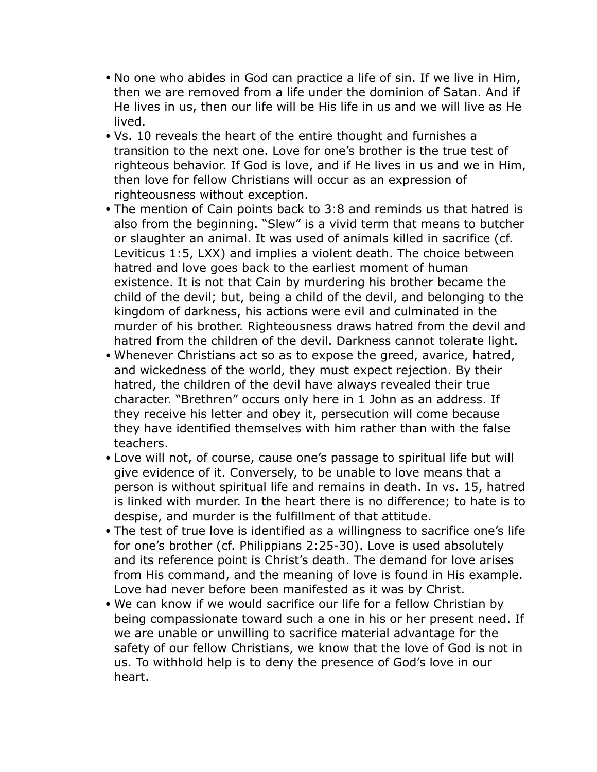- No one who abides in God can practice a life of sin. If we live in Him, then we are removed from a life under the dominion of Satan. And if He lives in us, then our life will be His life in us and we will live as He lived.
- Vs. 10 reveals the heart of the entire thought and furnishes a transition to the next one. Love for one's brother is the true test of righteous behavior. If God is love, and if He lives in us and we in Him, then love for fellow Christians will occur as an expression of righteousness without exception.
- The mention of Cain points back to 3:8 and reminds us that hatred is also from the beginning. "Slew" is a vivid term that means to butcher or slaughter an animal. It was used of animals killed in sacrifice (cf. Leviticus 1:5, LXX) and implies a violent death. The choice between hatred and love goes back to the earliest moment of human existence. It is not that Cain by murdering his brother became the child of the devil; but, being a child of the devil, and belonging to the kingdom of darkness, his actions were evil and culminated in the murder of his brother. Righteousness draws hatred from the devil and hatred from the children of the devil. Darkness cannot tolerate light.
- Whenever Christians act so as to expose the greed, avarice, hatred, and wickedness of the world, they must expect rejection. By their hatred, the children of the devil have always revealed their true character. "Brethren" occurs only here in 1 John as an address. If they receive his letter and obey it, persecution will come because they have identified themselves with him rather than with the false teachers.
- Love will not, of course, cause one's passage to spiritual life but will give evidence of it. Conversely, to be unable to love means that a person is without spiritual life and remains in death. In vs. 15, hatred is linked with murder. In the heart there is no difference; to hate is to despise, and murder is the fulfillment of that attitude.
- The test of true love is identified as a willingness to sacrifice one's life for one's brother (cf. Philippians 2:25-30). Love is used absolutely and its reference point is Christ's death. The demand for love arises from His command, and the meaning of love is found in His example. Love had never before been manifested as it was by Christ.
- We can know if we would sacrifice our life for a fellow Christian by being compassionate toward such a one in his or her present need. If we are unable or unwilling to sacrifice material advantage for the safety of our fellow Christians, we know that the love of God is not in us. To withhold help is to deny the presence of God's love in our heart.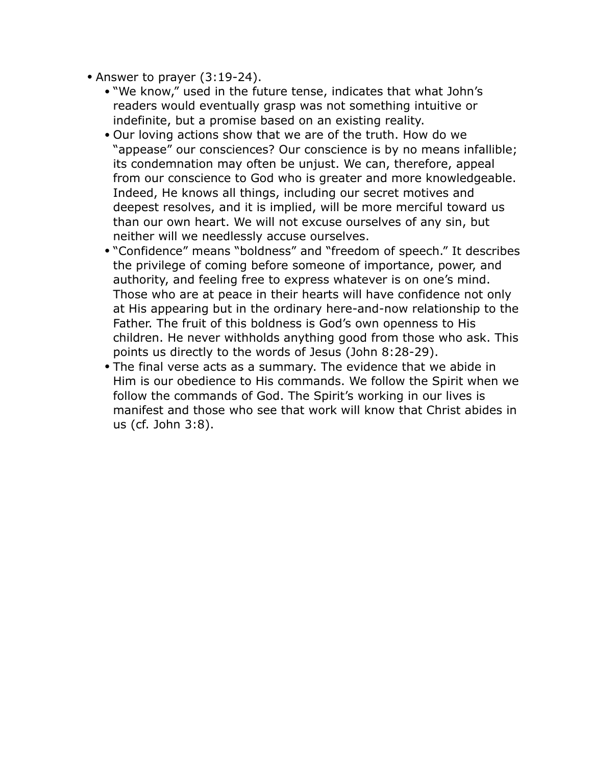- Answer to prayer (3:19-24).
  - "We know," used in the future tense, indicates that what John's readers would eventually grasp was not something intuitive or indefinite, but a promise based on an existing reality.
  - Our loving actions show that we are of the truth. How do we "appease" our consciences? Our conscience is by no means infallible; its condemnation may often be unjust. We can, therefore, appeal from our conscience to God who is greater and more knowledgeable. Indeed, He knows all things, including our secret motives and deepest resolves, and it is implied, will be more merciful toward us than our own heart. We will not excuse ourselves of any sin, but neither will we needlessly accuse ourselves.
  - "Confidence" means "boldness" and "freedom of speech." It describes the privilege of coming before someone of importance, power, and authority, and feeling free to express whatever is on one's mind. Those who are at peace in their hearts will have confidence not only at His appearing but in the ordinary here-and-now relationship to the Father. The fruit of this boldness is God's own openness to His children. He never withholds anything good from those who ask. This points us directly to the words of Jesus (John 8:28-29).
  - The final verse acts as a summary. The evidence that we abide in Him is our obedience to His commands. We follow the Spirit when we follow the commands of God. The Spirit's working in our lives is manifest and those who see that work will know that Christ abides in us (cf. John 3:8).